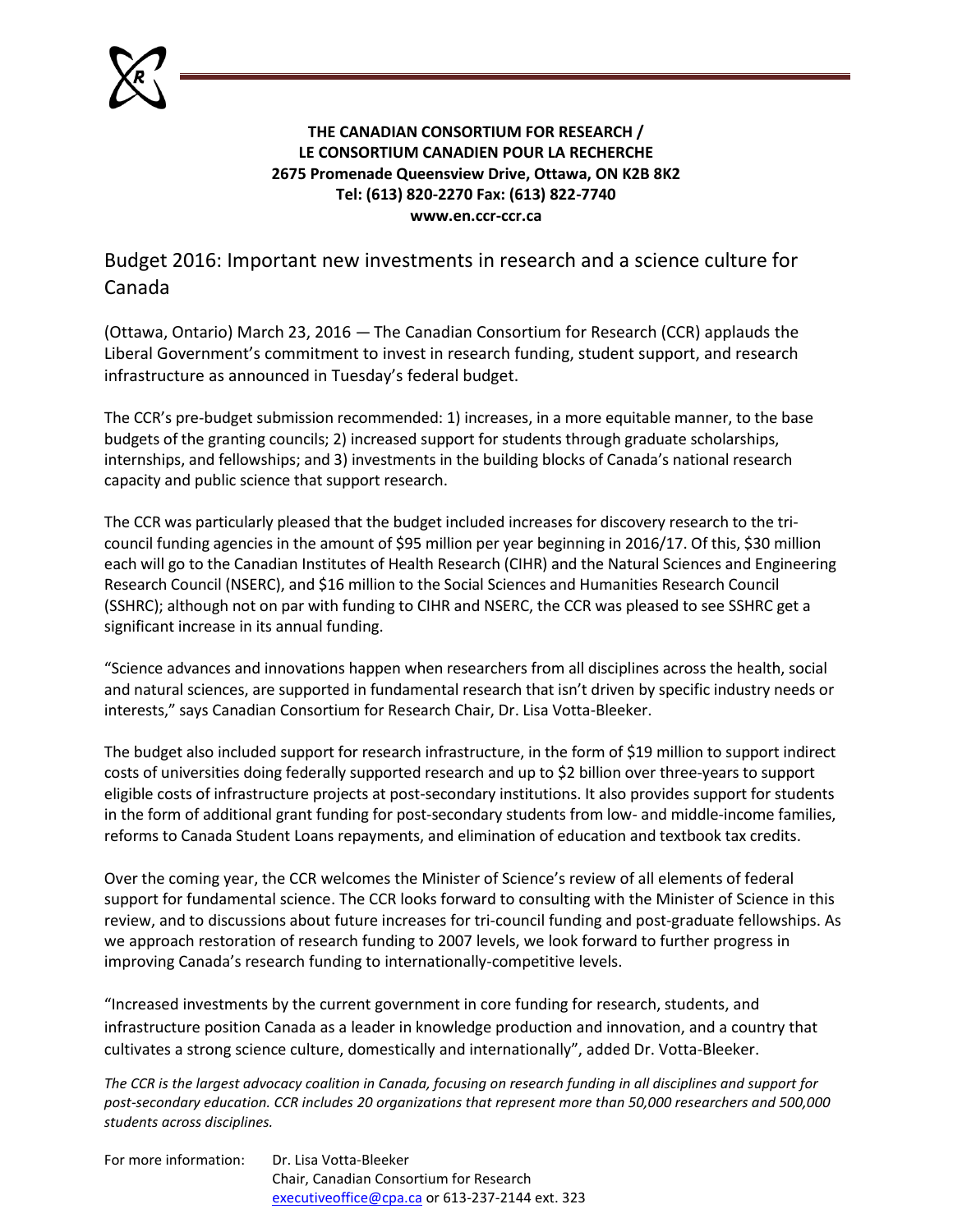**THE CANADIAN CONSORTIUM FOR RESEARCH /**
**LE CONSORTIUM CANADIEN POUR LA RECHERCHE**
**2675 Promenade Queensview Drive, Ottawa, ON K2B 8K2**
**Tel: (613) 820-2270 Fax: (613) 822-7740**
**www.en.ccr-ccr.ca**

# Budget 2016: Important new investments in research and a science culture for Canada

(Ottawa, Ontario) March 23, 2016 — The Canadian Consortium for Research (CCR) applauds the Liberal Government's commitment to invest in research funding, student support, and research infrastructure as announced in Tuesday's federal budget.

The CCR's pre-budget submission recommended: 1) increases, in a more equitable manner, to the base budgets of the granting councils; 2) increased support for students through graduate scholarships, internships, and fellowships; and 3) investments in the building blocks of Canada's national research capacity and public science that support research.

The CCR was particularly pleased that the budget included increases for discovery research to the tri-council funding agencies in the amount of $95 million per year beginning in 2016/17. Of this, $30 million each will go to the Canadian Institutes of Health Research (CIHR) and the Natural Sciences and Engineering Research Council (NSERC), and $16 million to the Social Sciences and Humanities Research Council (SSHRC); although not on par with funding to CIHR and NSERC, the CCR was pleased to see SSHRC get a significant increase in its annual funding.

"Science advances and innovations happen when researchers from all disciplines across the health, social and natural sciences, are supported in fundamental research that isn't driven by specific industry needs or interests," says Canadian Consortium for Research Chair, Dr. Lisa Votta-Bleeker.

The budget also included support for research infrastructure, in the form of $19 million to support indirect costs of universities doing federally supported research and up to $2 billion over three-years to support eligible costs of infrastructure projects at post-secondary institutions. It also provides support for students in the form of additional grant funding for post-secondary students from low- and middle-income families, reforms to Canada Student Loans repayments, and elimination of education and textbook tax credits.

Over the coming year, the CCR welcomes the Minister of Science's review of all elements of federal support for fundamental science. The CCR looks forward to consulting with the Minister of Science in this review, and to discussions about future increases for tri-council funding and post-graduate fellowships. As we approach restoration of research funding to 2007 levels, we look forward to further progress in improving Canada's research funding to internationally-competitive levels.

"Increased investments by the current government in core funding for research, students, and infrastructure position Canada as a leader in knowledge production and innovation, and a country that cultivates a strong science culture, domestically and internationally", added Dr. Votta-Bleeker.

*The CCR is the largest advocacy coalition in Canada, focusing on research funding in all disciplines and support for post-secondary education. CCR includes 20 organizations that represent more than 50,000 researchers and 500,000 students across disciplines.*

For more information: Dr. Lisa Votta-Bleeker
Chair, Canadian Consortium for Research
executiveoffice@cpa.ca or 613-237-2144 ext. 323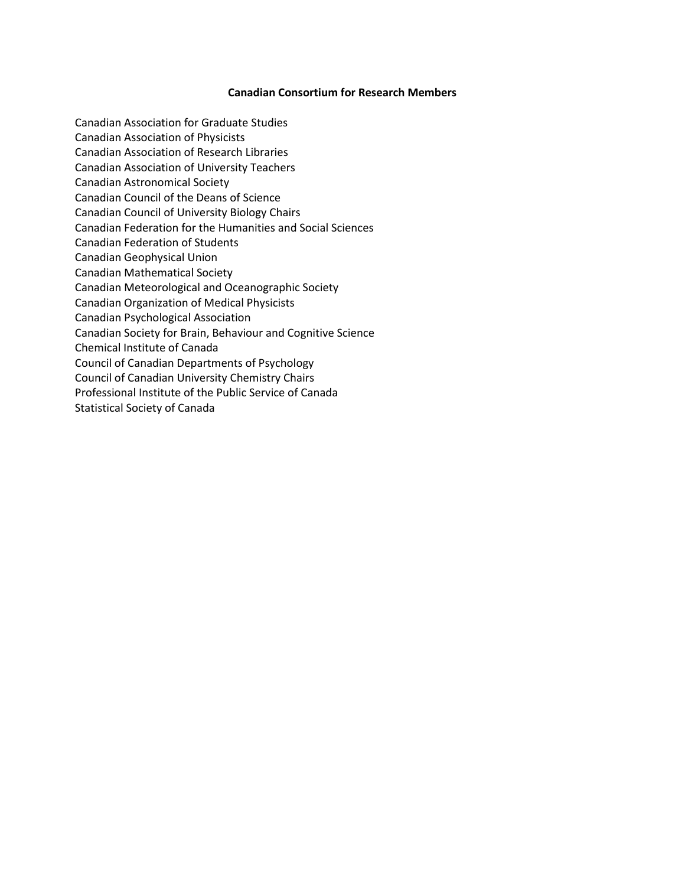**Canadian Consortium for Research Members**

Canadian Association for Graduate Studies
Canadian Association of Physicists
Canadian Association of Research Libraries
Canadian Association of University Teachers
Canadian Astronomical Society
Canadian Council of the Deans of Science
Canadian Council of University Biology Chairs
Canadian Federation for the Humanities and Social Sciences
Canadian Federation of Students
Canadian Geophysical Union
Canadian Mathematical Society
Canadian Meteorological and Oceanographic Society
Canadian Organization of Medical Physicists
Canadian Psychological Association
Canadian Society for Brain, Behaviour and Cognitive Science
Chemical Institute of Canada
Council of Canadian Departments of Psychology
Council of Canadian University Chemistry Chairs
Professional Institute of the Public Service of Canada
Statistical Society of Canada